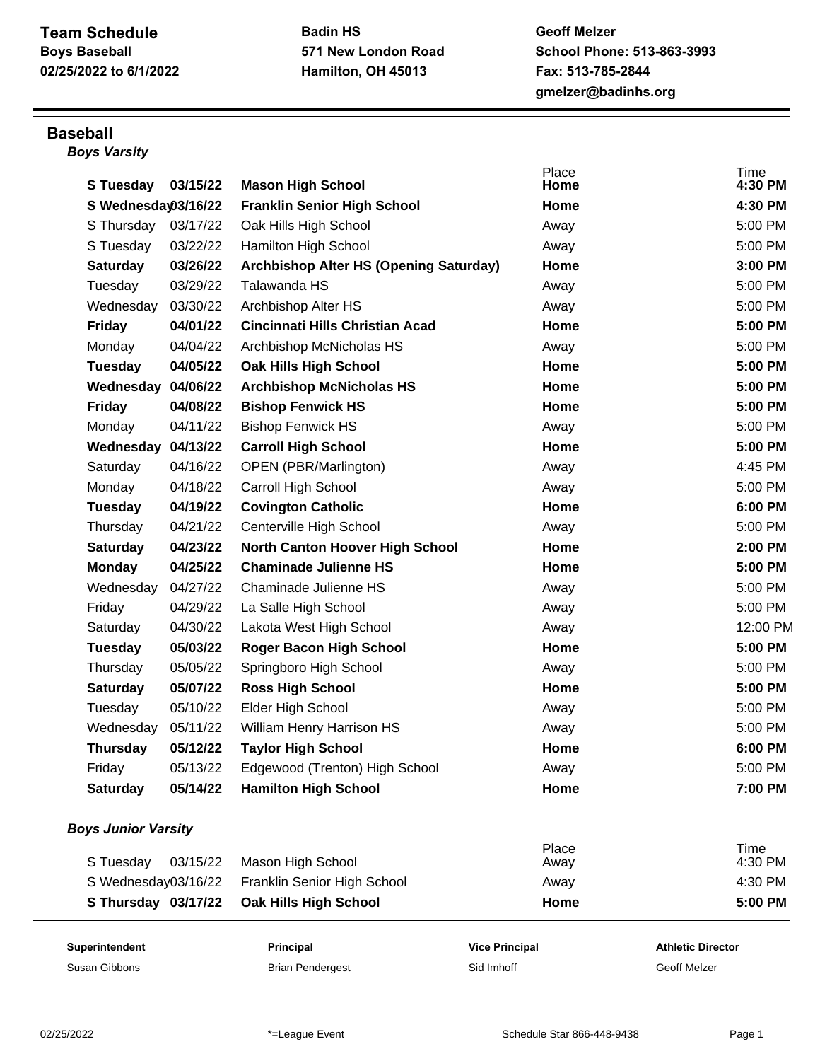**Team Schedule**
**Boys Baseball**
**02/25/2022 to 6/1/2022**

**Badin HS**
**571 New London Road**
**Hamilton, OH 45013**

**Geoff Melzer**
**School Phone: 513-863-3993**
**Fax: 513-785-2844**
**gmelzer@badinhs.org**

## Baseball

### *Boys Varsity*

| Day | Date | Opponent | Place | Time |
|---|---|---|---|---|
| **S Tuesday** | **03/15/22** | **Mason High School** | **Home** | **4:30 PM** |
| **S Wednesday** | **03/16/22** | **Franklin Senior High School** | **Home** | **4:30 PM** |
| S Thursday | 03/17/22 | Oak Hills High School | Away | 5:00 PM |
| S Tuesday | 03/22/22 | Hamilton High School | Away | 5:00 PM |
| **Saturday** | **03/26/22** | **Archbishop Alter HS (Opening Saturday)** | **Home** | **3:00 PM** |
| Tuesday | 03/29/22 | Talawanda HS | Away | 5:00 PM |
| Wednesday | 03/30/22 | Archbishop Alter HS | Away | 5:00 PM |
| **Friday** | **04/01/22** | **Cincinnati Hills Christian Acad** | **Home** | **5:00 PM** |
| Monday | 04/04/22 | Archbishop McNicholas HS | Away | 5:00 PM |
| **Tuesday** | **04/05/22** | **Oak Hills High School** | **Home** | **5:00 PM** |
| **Wednesday** | **04/06/22** | **Archbishop McNicholas HS** | **Home** | **5:00 PM** |
| **Friday** | **04/08/22** | **Bishop Fenwick HS** | **Home** | **5:00 PM** |
| Monday | 04/11/22 | Bishop Fenwick HS | Away | 5:00 PM |
| **Wednesday** | **04/13/22** | **Carroll High School** | **Home** | **5:00 PM** |
| Saturday | 04/16/22 | OPEN (PBR/Marlington) | Away | 4:45 PM |
| Monday | 04/18/22 | Carroll High School | Away | 5:00 PM |
| **Tuesday** | **04/19/22** | **Covington Catholic** | **Home** | **6:00 PM** |
| Thursday | 04/21/22 | Centerville High School | Away | 5:00 PM |
| **Saturday** | **04/23/22** | **North Canton Hoover High School** | **Home** | **2:00 PM** |
| **Monday** | **04/25/22** | **Chaminade Julienne HS** | **Home** | **5:00 PM** |
| Wednesday | 04/27/22 | Chaminade Julienne HS | Away | 5:00 PM |
| Friday | 04/29/22 | La Salle High School | Away | 5:00 PM |
| Saturday | 04/30/22 | Lakota West High School | Away | 12:00 PM |
| **Tuesday** | **05/03/22** | **Roger Bacon High School** | **Home** | **5:00 PM** |
| Thursday | 05/05/22 | Springboro High School | Away | 5:00 PM |
| **Saturday** | **05/07/22** | **Ross High School** | **Home** | **5:00 PM** |
| Tuesday | 05/10/22 | Elder High School | Away | 5:00 PM |
| Wednesday | 05/11/22 | William Henry Harrison HS | Away | 5:00 PM |
| **Thursday** | **05/12/22** | **Taylor High School** | **Home** | **6:00 PM** |
| Friday | 05/13/22 | Edgewood (Trenton) High School | Away | 5:00 PM |
| **Saturday** | **05/14/22** | **Hamilton High School** | **Home** | **7:00 PM** |

### *Boys Junior Varsity*

| Day | Date | Opponent | Place | Time |
|---|---|---|---|---|
| S Tuesday | 03/15/22 | Mason High School | Away | 4:30 PM |
| S Wednesday | 03/16/22 | Franklin Senior High School | Away | 4:30 PM |
| **S Thursday** | **03/17/22** | **Oak Hills High School** | **Home** | **5:00 PM** |

| Superintendent | Principal | Vice Principal | Athletic Director |
|---|---|---|---|
| Susan Gibbons | Brian Pendergest | Sid Imhoff | Geoff Melzer |

*=League Event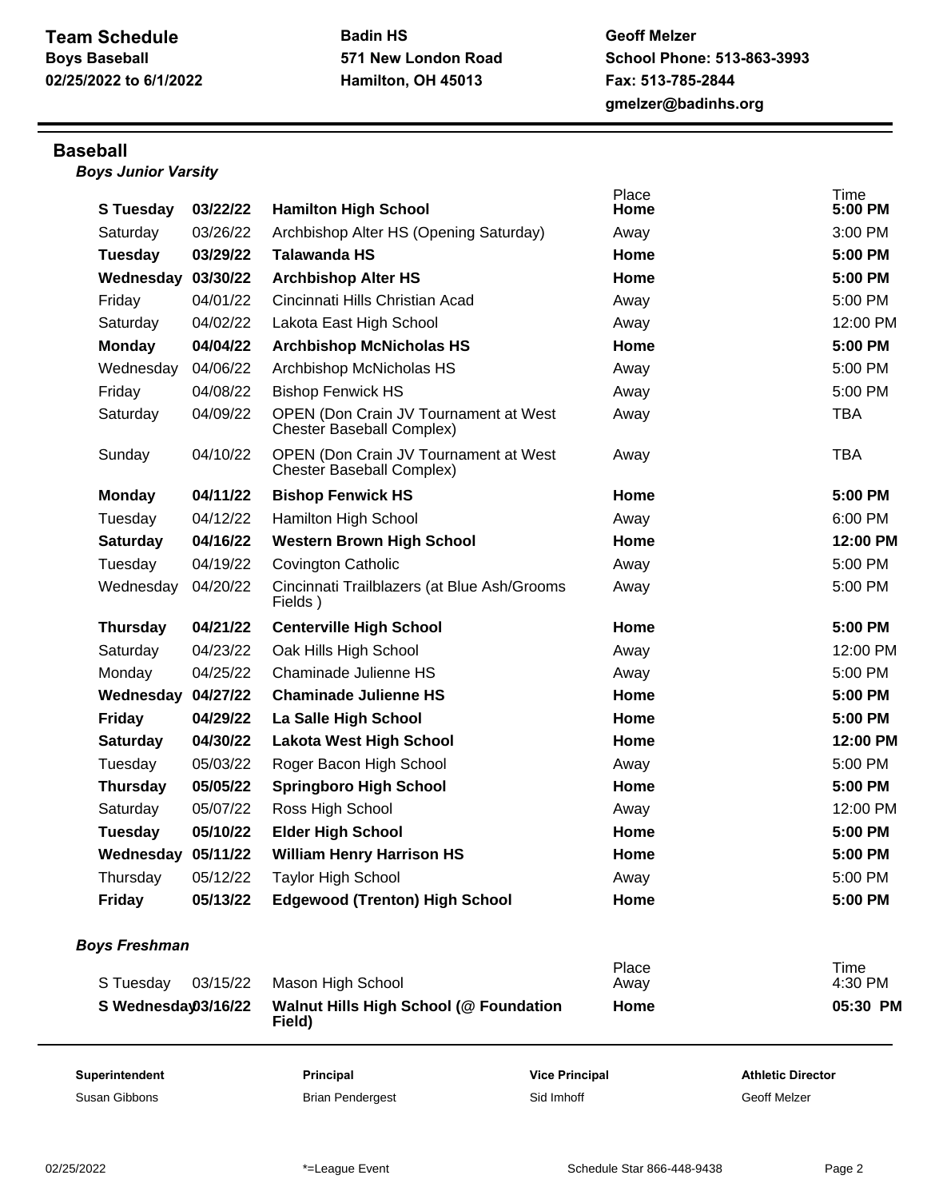**Team Schedule**
**Boys Baseball**
**02/25/2022 to 6/1/2022**

**Badin HS**
**571 New London Road**
**Hamilton, OH 45013**

**Geoff Melzer**
**School Phone: 513-863-3993**
**Fax: 513-785-2844**
**gmelzer@badinhs.org**

## Baseball

### *Boys Junior Varsity*

| | | | Place | Time |
|---|---|---|---|---|
| **S Tuesday** | **03/22/22** | **Hamilton High School** | **Home** | **5:00 PM** |
| Saturday | 03/26/22 | Archbishop Alter HS (Opening Saturday) | Away | 3:00 PM |
| **Tuesday** | **03/29/22** | **Talawanda HS** | **Home** | **5:00 PM** |
| **Wednesday** | **03/30/22** | **Archbishop Alter HS** | **Home** | **5:00 PM** |
| Friday | 04/01/22 | Cincinnati Hills Christian Acad | Away | 5:00 PM |
| Saturday | 04/02/22 | Lakota East High School | Away | 12:00 PM |
| **Monday** | **04/04/22** | **Archbishop McNicholas HS** | **Home** | **5:00 PM** |
| Wednesday | 04/06/22 | Archbishop McNicholas HS | Away | 5:00 PM |
| Friday | 04/08/22 | Bishop Fenwick HS | Away | 5:00 PM |
| Saturday | 04/09/22 | OPEN (Don Crain JV Tournament at West Chester Baseball Complex) | Away | TBA |
| Sunday | 04/10/22 | OPEN (Don Crain JV Tournament at West Chester Baseball Complex) | Away | TBA |
| **Monday** | **04/11/22** | **Bishop Fenwick HS** | **Home** | **5:00 PM** |
| Tuesday | 04/12/22 | Hamilton High School | Away | 6:00 PM |
| **Saturday** | **04/16/22** | **Western Brown High School** | **Home** | **12:00 PM** |
| Tuesday | 04/19/22 | Covington Catholic | Away | 5:00 PM |
| Wednesday | 04/20/22 | Cincinnati Trailblazers (at Blue Ash/Grooms Fields ) | Away | 5:00 PM |
| **Thursday** | **04/21/22** | **Centerville High School** | **Home** | **5:00 PM** |
| Saturday | 04/23/22 | Oak Hills High School | Away | 12:00 PM |
| Monday | 04/25/22 | Chaminade Julienne HS | Away | 5:00 PM |
| **Wednesday** | **04/27/22** | **Chaminade Julienne HS** | **Home** | **5:00 PM** |
| **Friday** | **04/29/22** | **La Salle High School** | **Home** | **5:00 PM** |
| **Saturday** | **04/30/22** | **Lakota West High School** | **Home** | **12:00 PM** |
| Tuesday | 05/03/22 | Roger Bacon High School | Away | 5:00 PM |
| **Thursday** | **05/05/22** | **Springboro High School** | **Home** | **5:00 PM** |
| Saturday | 05/07/22 | Ross High School | Away | 12:00 PM |
| **Tuesday** | **05/10/22** | **Elder High School** | **Home** | **5:00 PM** |
| **Wednesday** | **05/11/22** | **William Henry Harrison HS** | **Home** | **5:00 PM** |
| Thursday | 05/12/22 | Taylor High School | Away | 5:00 PM |
| **Friday** | **05/13/22** | **Edgewood (Trenton) High School** | **Home** | **5:00 PM** |

### *Boys Freshman*

| | | | Place | Time |
|---|---|---|---|---|
| S Tuesday | 03/15/22 | Mason High School | Away | 4:30 PM |
| **S Wednesday** | **03/16/22** | **Walnut Hills High School (@ Foundation Field)** | **Home** | **05:30 PM** |

| Superintendent | Principal | Vice Principal | Athletic Director |
|---|---|---|---|
| Susan Gibbons | Brian Pendergest | Sid Imhoff | Geoff Melzer |

*=League Event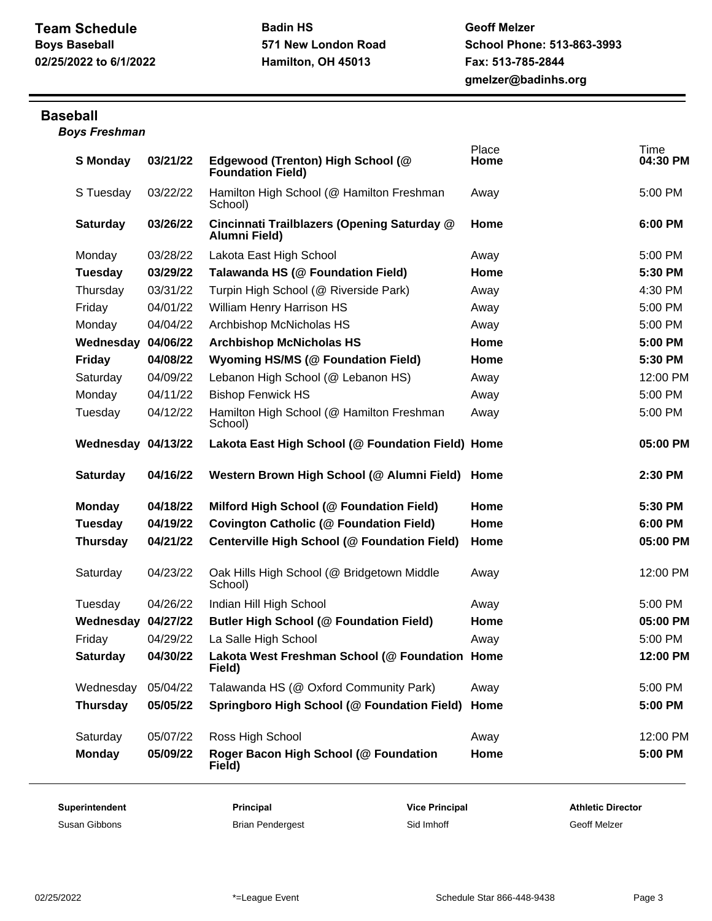**Team Schedule**
**Boys Baseball**
**02/25/2022 to 6/1/2022**

**Badin HS**
**571 New London Road**
**Hamilton, OH 45013**

**Geoff Melzer**
**School Phone: 513-863-3993**
**Fax: 513-785-2844**
**gmelzer@badinhs.org**

## Baseball

***Boys Freshman***

| | | | Place | Time |
|---|---|---|---|---|
| **S Monday** | **03/21/22** | **Edgewood (Trenton) High School (@ Foundation Field)** | **Home** | **04:30 PM** |
| S Tuesday | 03/22/22 | Hamilton High School (@ Hamilton Freshman School) | Away | 5:00 PM |
| **Saturday** | **03/26/22** | **Cincinnati Trailblazers (Opening Saturday @ Alumni Field)** | **Home** | **6:00 PM** |
| Monday | 03/28/22 | Lakota East High School | Away | 5:00 PM |
| **Tuesday** | **03/29/22** | **Talawanda HS (@ Foundation Field)** | **Home** | **5:30 PM** |
| Thursday | 03/31/22 | Turpin High School (@ Riverside Park) | Away | 4:30 PM |
| Friday | 04/01/22 | William Henry Harrison HS | Away | 5:00 PM |
| Monday | 04/04/22 | Archbishop McNicholas HS | Away | 5:00 PM |
| **Wednesday** | **04/06/22** | **Archbishop McNicholas HS** | **Home** | **5:00 PM** |
| **Friday** | **04/08/22** | **Wyoming HS/MS (@ Foundation Field)** | **Home** | **5:30 PM** |
| Saturday | 04/09/22 | Lebanon High School (@ Lebanon HS) | Away | 12:00 PM |
| Monday | 04/11/22 | Bishop Fenwick HS | Away | 5:00 PM |
| Tuesday | 04/12/22 | Hamilton High School (@ Hamilton Freshman School) | Away | 5:00 PM |
| **Wednesday** | **04/13/22** | **Lakota East High School (@ Foundation Field)** | **Home** | **05:00 PM** |
| **Saturday** | **04/16/22** | **Western Brown High School (@ Alumni Field)** | **Home** | **2:30 PM** |
| **Monday** | **04/18/22** | **Milford High School (@ Foundation Field)** | **Home** | **5:30 PM** |
| **Tuesday** | **04/19/22** | **Covington Catholic (@ Foundation Field)** | **Home** | **6:00 PM** |
| **Thursday** | **04/21/22** | **Centerville High School (@ Foundation Field)** | **Home** | **05:00 PM** |
| Saturday | 04/23/22 | Oak Hills High School (@ Bridgetown Middle School) | Away | 12:00 PM |
| Tuesday | 04/26/22 | Indian Hill High School | Away | 5:00 PM |
| **Wednesday** | **04/27/22** | **Butler High School (@ Foundation Field)** | **Home** | **05:00 PM** |
| Friday | 04/29/22 | La Salle High School | Away | 5:00 PM |
| **Saturday** | **04/30/22** | **Lakota West Freshman School (@ Foundation Field)** | **Home** | **12:00 PM** |
| Wednesday | 05/04/22 | Talawanda HS (@ Oxford Community Park) | Away | 5:00 PM |
| **Thursday** | **05/05/22** | **Springboro High School (@ Foundation Field)** | **Home** | **5:00 PM** |
| Saturday | 05/07/22 | Ross High School | Away | 12:00 PM |
| **Monday** | **05/09/22** | **Roger Bacon High School (@ Foundation Field)** | **Home** | **5:00 PM** |

| **Superintendent** | **Principal** | **Vice Principal** | **Athletic Director** |
|---|---|---|---|
| Susan Gibbons | Brian Pendergest | Sid Imhoff | Geoff Melzer |

02/25/2022 *=League Event Schedule Star 866-448-9438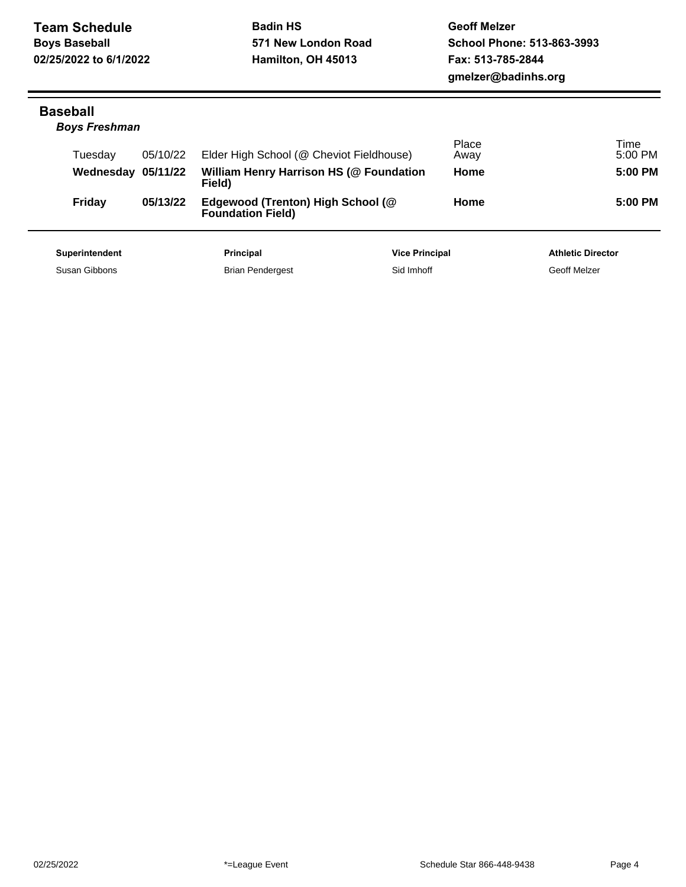**Team Schedule**
**Boys Baseball**
**02/25/2022 to 6/1/2022**

**Badin HS**
**571 New London Road**
**Hamilton, OH 45013**

**Geoff Melzer**
**School Phone: 513-863-3993**
**Fax: 513-785-2844**
**gmelzer@badinhs.org**

## Baseball

### *Boys Freshman*

| | | | Place | Time |
|---|---|---|---|---|
| Tuesday | 05/10/22 | Elder High School (@ Cheviot Fieldhouse) | Away | 5:00 PM |
| **Wednesday** | **05/11/22** | **William Henry Harrison HS (@ Foundation Field)** | **Home** | **5:00 PM** |
| **Friday** | **05/13/22** | **Edgewood (Trenton) High School (@ Foundation Field)** | **Home** | **5:00 PM** |

| Superintendent | Principal | Vice Principal | Athletic Director |
|---|---|---|---|
| Susan Gibbons | Brian Pendergest | Sid Imhoff | Geoff Melzer |

*=League Event